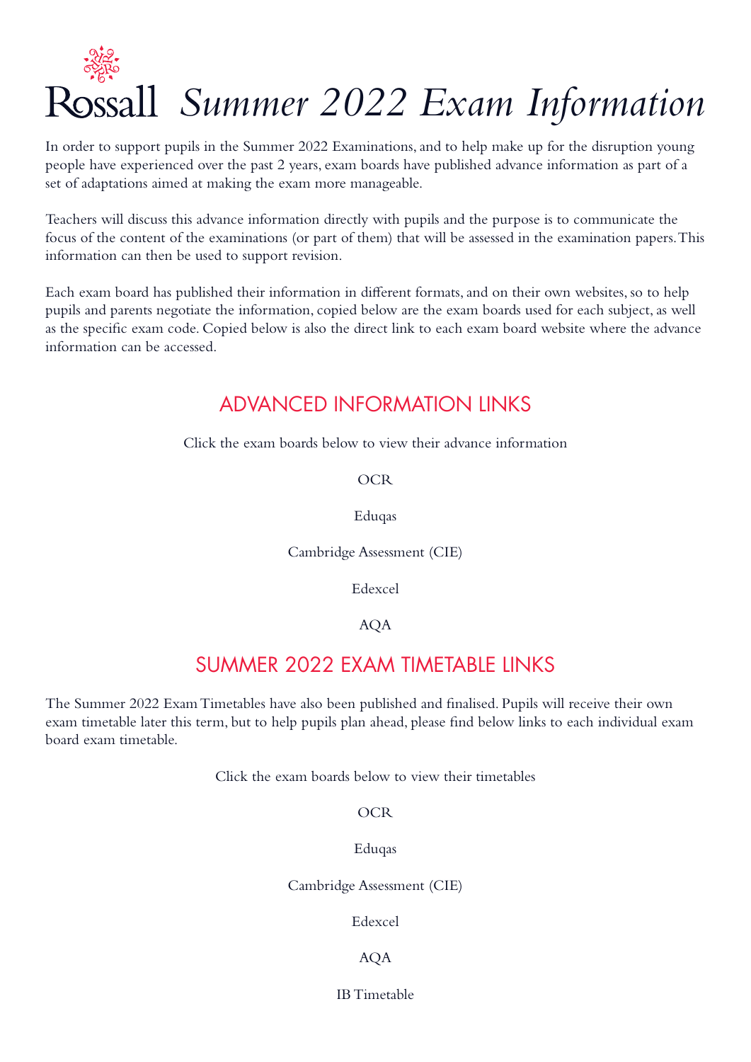# Rossall *Summer 2022 Exam Information*

In order to support pupils in the Summer 2022 Examinations, and to help make up for the disruption young people have experienced over the past 2 years, exam boards have published advance information as part of a set of adaptations aimed at making the exam more manageable.

Teachers will discuss this advance information directly with pupils and the purpose is to communicate the focus of the content of the examinations (or part of them) that will be assessed in the examination papers. This information can then be used to support revision.

Each exam board has published their information in different formats, and on their own websites, so to help pupils and parents negotiate the information, copied below are the exam boards used for each subject, as well as the specific exam code. Copied below is also the direct link to each exam board website where the advance information can be accessed.

## ADVANCED INFORMATION LINKS

Click the exam boards below to view their advance information

OCR

Eduqas

Cambridge Assessment (CIE)

Edexcel

AQA

## SUMMER 2022 EXAM TIMETABLE LINKS

The Summer 2022 Exam Timetables have also been published and finalised. Pupils will receive their own exam timetable later this term, but to help pupils plan ahead, please find below links to each individual exam board exam timetable.

Click the exam boards below to view their timetables

OCR

Eduqas

Cambridge Assessment (CIE)

Edexcel

AQA

IB Timetable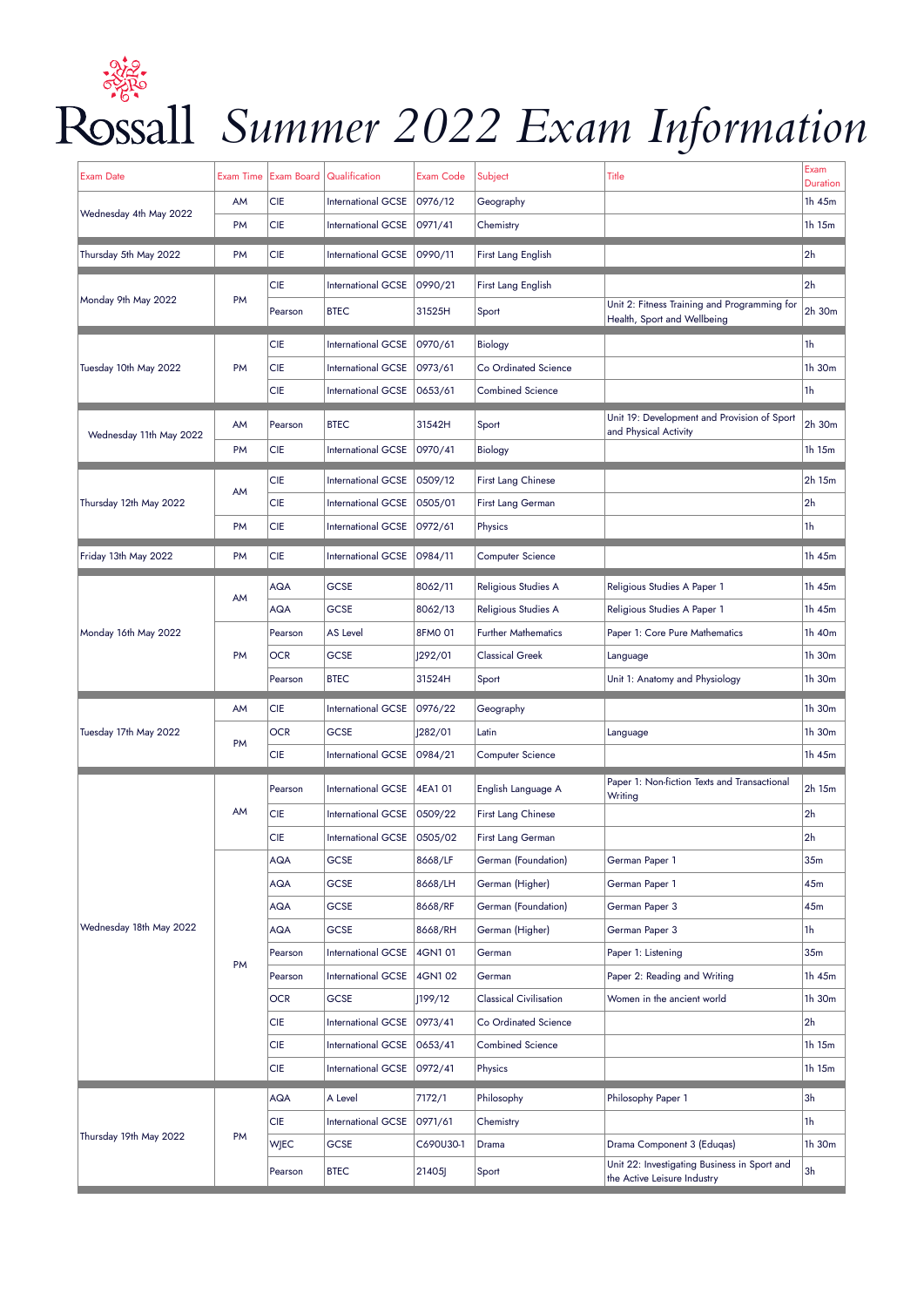# Rossall Summer 2022 Exam Information

| Exam Date | Exam Time | Exam Board | Qualification | Exam Code | Subject | Title | Exam Duration |
|---|---|---|---|---|---|---|---|
| Wednesday 4th May 2022 | AM | CIE | International GCSE | 0976/12 | Geography | | 1h 45m |
| | PM | CIE | International GCSE | 0971/41 | Chemistry | | 1h 15m |
| Thursday 5th May 2022 | PM | CIE | International GCSE | 0990/11 | First Lang English | | 2h |
| Monday 9th May 2022 | PM | CIE | International GCSE | 0990/21 | First Lang English | | 2h |
| | | Pearson | BTEC | 31525H | Sport | Unit 2: Fitness Training and Programming for Health, Sport and Wellbeing | 2h 30m |
| Tuesday 10th May 2022 | PM | CIE | International GCSE | 0970/61 | Biology | | 1h |
| | | CIE | International GCSE | 0973/61 | Co Ordinated Science | | 1h 30m |
| | | CIE | International GCSE | 0653/61 | Combined Science | | 1h |
| Wednesday 11th May 2022 | AM | Pearson | BTEC | 31542H | Sport | Unit 19: Development and Provision of Sport and Physical Activity | 2h 30m |
| | PM | CIE | International GCSE | 0970/41 | Biology | | 1h 15m |
| Thursday 12th May 2022 | AM | CIE | International GCSE | 0509/12 | First Lang Chinese | | 2h 15m |
| | | CIE | International GCSE | 0505/01 | First Lang German | | 2h |
| | PM | CIE | International GCSE | 0972/61 | Physics | | 1h |
| Friday 13th May 2022 | PM | CIE | International GCSE | 0984/11 | Computer Science | | 1h 45m |
| Monday 16th May 2022 | AM | AQA | GCSE | 8062/11 | Religious Studies A | Religious Studies A Paper 1 | 1h 45m |
| | | AQA | GCSE | 8062/13 | Religious Studies A | Religious Studies A Paper 1 | 1h 45m |
| | PM | Pearson | AS Level | 8FM0 01 | Further Mathematics | Paper 1: Core Pure Mathematics | 1h 40m |
| | | OCR | GCSE | J292/01 | Classical Greek | Language | 1h 30m |
| | | Pearson | BTEC | 31524H | Sport | Unit 1: Anatomy and Physiology | 1h 30m |
| Tuesday 17th May 2022 | AM | CIE | International GCSE | 0976/22 | Geography | | 1h 30m |
| | PM | OCR | GCSE | J282/01 | Latin | Language | 1h 30m |
| | | CIE | International GCSE | 0984/21 | Computer Science | | 1h 45m |
| Wednesday 18th May 2022 | AM | Pearson | International GCSE | 4EA1 01 | English Language A | Paper 1: Non-fiction Texts and Transactional Writing | 2h 15m |
| | | CIE | International GCSE | 0509/22 | First Lang Chinese | | 2h |
| | | CIE | International GCSE | 0505/02 | First Lang German | | 2h |
| | PM | AQA | GCSE | 8668/LF | German (Foundation) | German Paper 1 | 35m |
| | | AQA | GCSE | 8668/LH | German (Higher) | German Paper 1 | 45m |
| | | AQA | GCSE | 8668/RF | German (Foundation) | German Paper 3 | 45m |
| | | AQA | GCSE | 8668/RH | German (Higher) | German Paper 3 | 1h |
| | | Pearson | International GCSE | 4GN1 01 | German | Paper 1: Listening | 35m |
| | | Pearson | International GCSE | 4GN1 02 | German | Paper 2: Reading and Writing | 1h 45m |
| | | OCR | GCSE | J199/12 | Classical Civilisation | Women in the ancient world | 1h 30m |
| | | CIE | International GCSE | 0973/41 | Co Ordinated Science | | 2h |
| | | CIE | International GCSE | 0653/41 | Combined Science | | 1h 15m |
| | | CIE | International GCSE | 0972/41 | Physics | | 1h 15m |
| Thursday 19th May 2022 | PM | AQA | A Level | 7172/1 | Philosophy | Philosophy Paper 1 | 3h |
| | | CIE | International GCSE | 0971/61 | Chemistry | | 1h |
| | | WJEC | GCSE | C690U30-1 | Drama | Drama Component 3 (Eduqas) | 1h 30m |
| | | Pearson | BTEC | 21405J | Sport | Unit 22: Investigating Business in Sport and the Active Leisure Industry | 3h |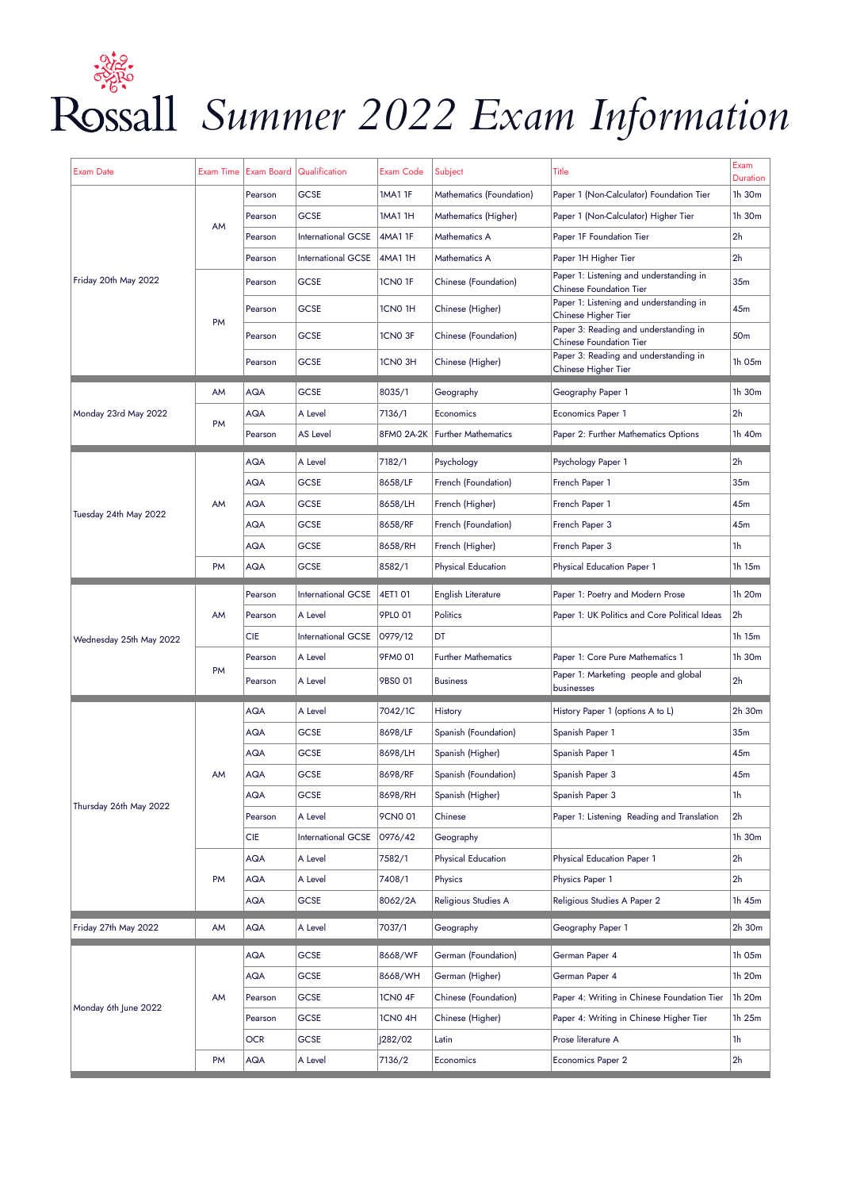# Rossall *Summer 2022 Exam Information*

| Exam Date | Exam Time | Exam Board | Qualification | Exam Code | Subject | Title | Exam Duration |
|---|---|---|---|---|---|---|---|
| Friday 20th May 2022 | AM | Pearson | GCSE | 1MA1 1F | Mathematics (Foundation) | Paper 1 (Non-Calculator) Foundation Tier | 1h 30m |
| | | Pearson | GCSE | 1MA1 1H | Mathematics (Higher) | Paper 1 (Non-Calculator) Higher Tier | 1h 30m |
| | | Pearson | International GCSE | 4MA1 1F | Mathematics A | Paper 1F Foundation Tier | 2h |
| | | Pearson | International GCSE | 4MA1 1H | Mathematics A | Paper 1H Higher Tier | 2h |
| | PM | Pearson | GCSE | 1CN0 1F | Chinese (Foundation) | Paper 1: Listening and understanding in Chinese Foundation Tier | 35m |
| | | Pearson | GCSE | 1CN0 1H | Chinese (Higher) | Paper 1: Listening and understanding in Chinese Higher Tier | 45m |
| | | Pearson | GCSE | 1CN0 3F | Chinese (Foundation) | Paper 3: Reading and understanding in Chinese Foundation Tier | 50m |
| | | Pearson | GCSE | 1CN0 3H | Chinese (Higher) | Paper 3: Reading and understanding in Chinese Higher Tier | 1h 05m |
| Monday 23rd May 2022 | AM | AQA | GCSE | 8035/1 | Geography | Geography Paper 1 | 1h 30m |
| | PM | AQA | A Level | 7136/1 | Economics | Economics Paper 1 | 2h |
| | | Pearson | AS Level | 8FM0 2A-2K | Further Mathematics | Paper 2: Further Mathematics Options | 1h 40m |
| Tuesday 24th May 2022 | AM | AQA | A Level | 7182/1 | Psychology | Psychology Paper 1 | 2h |
| | | AQA | GCSE | 8658/LF | French (Foundation) | French Paper 1 | 35m |
| | | AQA | GCSE | 8658/LH | French (Higher) | French Paper 1 | 45m |
| | | AQA | GCSE | 8658/RF | French (Foundation) | French Paper 3 | 45m |
| | | AQA | GCSE | 8658/RH | French (Higher) | French Paper 3 | 1h |
| | PM | AQA | GCSE | 8582/1 | Physical Education | Physical Education Paper 1 | 1h 15m |
| Wednesday 25th May 2022 | AM | Pearson | International GCSE | 4ET1 01 | English Literature | Paper 1: Poetry and Modern Prose | 1h 20m |
| | | Pearson | A Level | 9PL0 01 | Politics | Paper 1: UK Politics and Core Political Ideas | 2h |
| | | CIE | International GCSE | 0979/12 | DT | | 1h 15m |
| | PM | Pearson | A Level | 9FM0 01 | Further Mathematics | Paper 1: Core Pure Mathematics 1 | 1h 30m |
| | | Pearson | A Level | 9BS0 01 | Business | Paper 1: Marketing people and global businesses | 2h |
| Thursday 26th May 2022 | AM | AQA | A Level | 7042/1C | History | History Paper 1 (options A to L) | 2h 30m |
| | | AQA | GCSE | 8698/LF | Spanish (Foundation) | Spanish Paper 1 | 35m |
| | | AQA | GCSE | 8698/LH | Spanish (Higher) | Spanish Paper 1 | 45m |
| | | AQA | GCSE | 8698/RF | Spanish (Foundation) | Spanish Paper 3 | 45m |
| | | AQA | GCSE | 8698/RH | Spanish (Higher) | Spanish Paper 3 | 1h |
| | | Pearson | A Level | 9CN0 01 | Chinese | Paper 1: Listening Reading and Translation | 2h |
| | | CIE | International GCSE | 0976/42 | Geography | | 1h 30m |
| | PM | AQA | A Level | 7582/1 | Physical Education | Physical Education Paper 1 | 2h |
| | | AQA | A Level | 7408/1 | Physics | Physics Paper 1 | 2h |
| | | AQA | GCSE | 8062/2A | Religious Studies A | Religious Studies A Paper 2 | 1h 45m |
| Friday 27th May 2022 | AM | AQA | A Level | 7037/1 | Geography | Geography Paper 1 | 2h 30m |
| Monday 6th June 2022 | AM | AQA | GCSE | 8668/WF | German (Foundation) | German Paper 4 | 1h 05m |
| | | AQA | GCSE | 8668/WH | German (Higher) | German Paper 4 | 1h 20m |
| | | Pearson | GCSE | 1CN0 4F | Chinese (Foundation) | Paper 4: Writing in Chinese Foundation Tier | 1h 20m |
| | | Pearson | GCSE | 1CN0 4H | Chinese (Higher) | Paper 4: Writing in Chinese Higher Tier | 1h 25m |
| | | OCR | GCSE | J282/02 | Latin | Prose literature A | 1h |
| | PM | AQA | A Level | 7136/2 | Economics | Economics Paper 2 | 2h |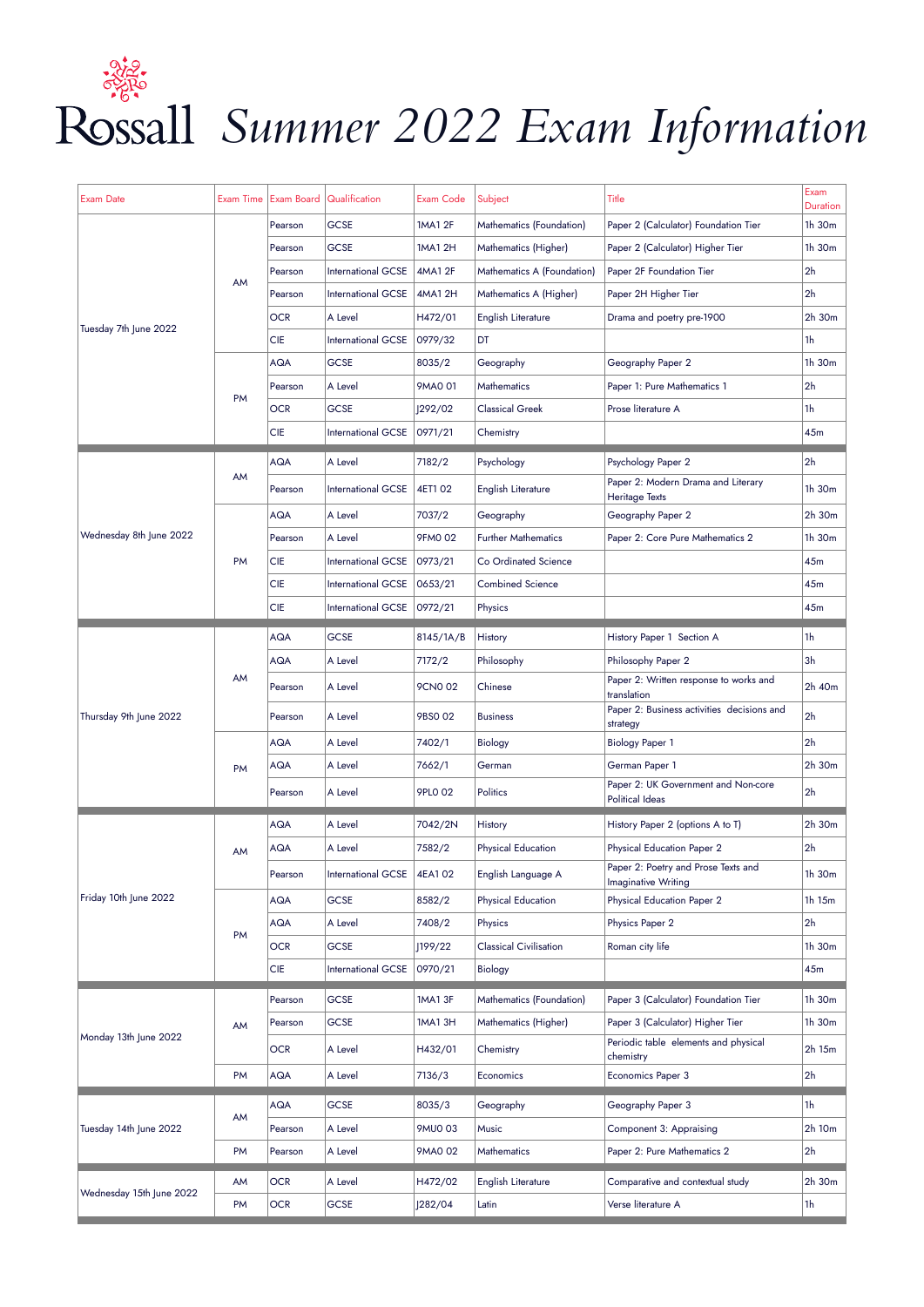# Rossall *Summer 2022 Exam Information*

| Exam Date | Exam Time | Exam Board | Qualification | Exam Code | Subject | Title | Exam Duration |
|---|---|---|---|---|---|---|---|
| Tuesday 7th June 2022 | AM | Pearson | GCSE | 1MA1 2F | Mathematics (Foundation) | Paper 2 (Calculator) Foundation Tier | 1h 30m |
| | | Pearson | GCSE | 1MA1 2H | Mathematics (Higher) | Paper 2 (Calculator) Higher Tier | 1h 30m |
| | | Pearson | International GCSE | 4MA1 2F | Mathematics A (Foundation) | Paper 2F Foundation Tier | 2h |
| | | Pearson | International GCSE | 4MA1 2H | Mathematics A (Higher) | Paper 2H Higher Tier | 2h |
| | | OCR | A Level | H472/01 | English Literature | Drama and poetry pre-1900 | 2h 30m |
| | | CIE | International GCSE | 0979/32 | DT | | 1h |
| | PM | AQA | GCSE | 8035/2 | Geography | Geography Paper 2 | 1h 30m |
| | | Pearson | A Level | 9MA0 01 | Mathematics | Paper 1: Pure Mathematics 1 | 2h |
| | | OCR | GCSE | J292/02 | Classical Greek | Prose literature A | 1h |
| | | CIE | International GCSE | 0971/21 | Chemistry | | 45m |
| Wednesday 8th June 2022 | AM | AQA | A Level | 7182/2 | Psychology | Psychology Paper 2 | 2h |
| | | Pearson | International GCSE | 4ET1 02 | English Literature | Paper 2: Modern Drama and Literary Heritage Texts | 1h 30m |
| | PM | AQA | A Level | 7037/2 | Geography | Geography Paper 2 | 2h 30m |
| | | Pearson | A Level | 9FM0 02 | Further Mathematics | Paper 2: Core Pure Mathematics 2 | 1h 30m |
| | | CIE | International GCSE | 0973/21 | Co Ordinated Science | | 45m |
| | | CIE | International GCSE | 0653/21 | Combined Science | | 45m |
| | | CIE | International GCSE | 0972/21 | Physics | | 45m |
| Thursday 9th June 2022 | AM | AQA | GCSE | 8145/1A/B | History | History Paper 1 Section A | 1h |
| | | AQA | A Level | 7172/2 | Philosophy | Philosophy Paper 2 | 3h |
| | | Pearson | A Level | 9CN0 02 | Chinese | Paper 2: Written response to works and translation | 2h 40m |
| | | Pearson | A Level | 9BS0 02 | Business | Paper 2: Business activities decisions and strategy | 2h |
| | PM | AQA | A Level | 7402/1 | Biology | Biology Paper 1 | 2h |
| | | AQA | A Level | 7662/1 | German | German Paper 1 | 2h 30m |
| | | Pearson | A Level | 9PL0 02 | Politics | Paper 2: UK Government and Non-core Political Ideas | 2h |
| Friday 10th June 2022 | AM | AQA | A Level | 7042/2N | History | History Paper 2 (options A to T) | 2h 30m |
| | | AQA | A Level | 7582/2 | Physical Education | Physical Education Paper 2 | 2h |
| | | Pearson | International GCSE | 4EA1 02 | English Language A | Paper 2: Poetry and Prose Texts and Imaginative Writing | 1h 30m |
| | PM | AQA | GCSE | 8582/2 | Physical Education | Physical Education Paper 2 | 1h 15m |
| | | AQA | A Level | 7408/2 | Physics | Physics Paper 2 | 2h |
| | | OCR | GCSE | J199/22 | Classical Civilisation | Roman city life | 1h 30m |
| | | CIE | International GCSE | 0970/21 | Biology | | 45m |
| Monday 13th June 2022 | AM | Pearson | GCSE | 1MA1 3F | Mathematics (Foundation) | Paper 3 (Calculator) Foundation Tier | 1h 30m |
| | | Pearson | GCSE | 1MA1 3H | Mathematics (Higher) | Paper 3 (Calculator) Higher Tier | 1h 30m |
| | | OCR | A Level | H432/01 | Chemistry | Periodic table elements and physical chemistry | 2h 15m |
| | PM | AQA | A Level | 7136/3 | Economics | Economics Paper 3 | 2h |
| Tuesday 14th June 2022 | AM | AQA | GCSE | 8035/3 | Geography | Geography Paper 3 | 1h |
| | | Pearson | A Level | 9MU0 03 | Music | Component 3: Appraising | 2h 10m |
| | PM | Pearson | A Level | 9MA0 02 | Mathematics | Paper 2: Pure Mathematics 2 | 2h |
| Wednesday 15th June 2022 | AM | OCR | A Level | H472/02 | English Literature | Comparative and contextual study | 2h 30m |
| | PM | OCR | GCSE | J282/04 | Latin | Verse literature A | 1h |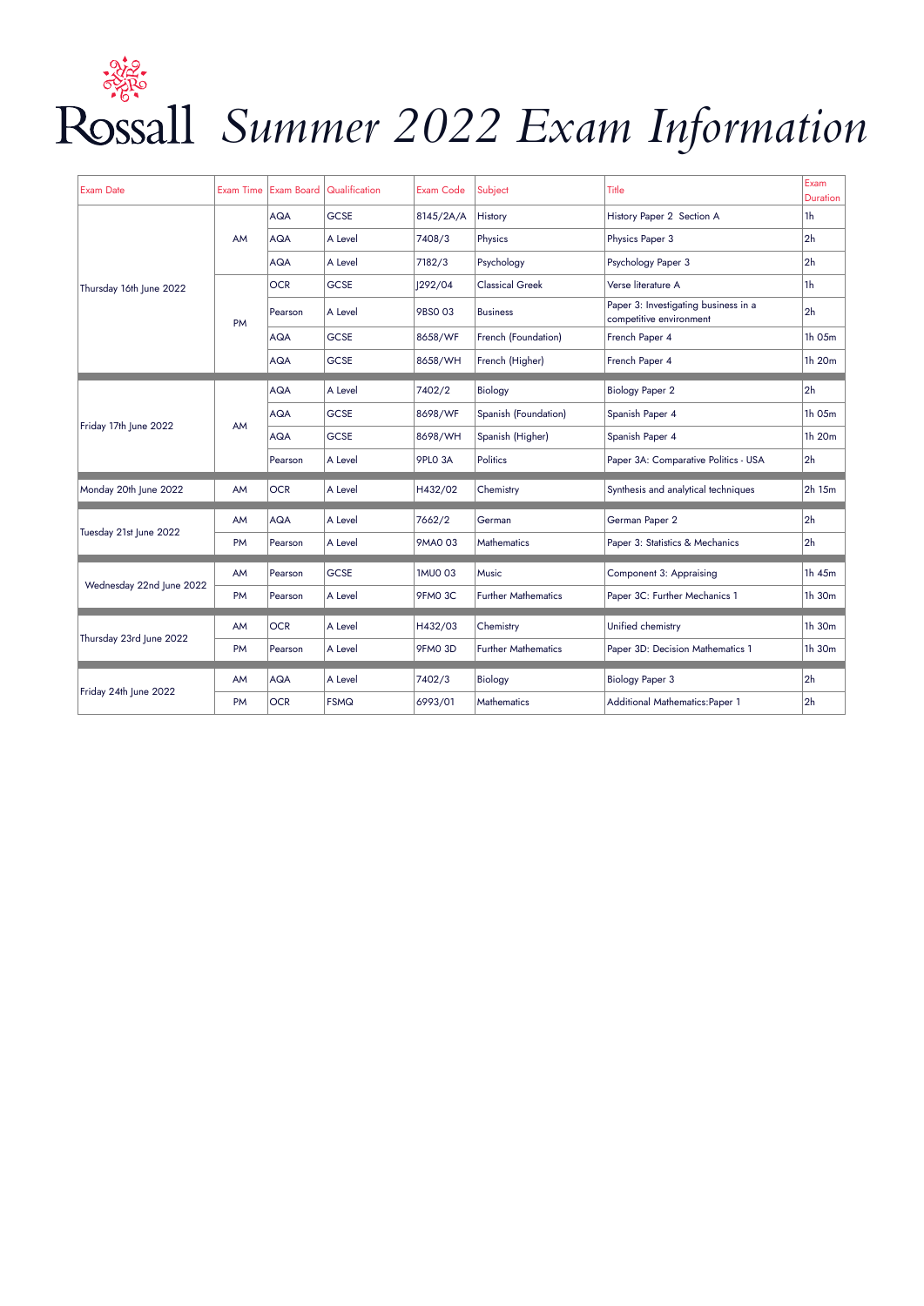# Rossall *Summer 2022 Exam Information*

| Exam Date | Exam Time | Exam Board | Qualification | Exam Code | Subject | Title | Exam Duration |
|---|---|---|---|---|---|---|---|
| Thursday 16th June 2022 | AM | AQA | GCSE | 8145/2A/A | History | History Paper 2 Section A | 1h |
| | | AQA | A Level | 7408/3 | Physics | Physics Paper 3 | 2h |
| | | AQA | A Level | 7182/3 | Psychology | Psychology Paper 3 | 2h |
| | PM | OCR | GCSE | J292/04 | Classical Greek | Verse literature A | 1h |
| | | Pearson | A Level | 9BS0 03 | Business | Paper 3: Investigating business in a competitive environment | 2h |
| | | AQA | GCSE | 8658/WF | French (Foundation) | French Paper 4 | 1h 05m |
| | | AQA | GCSE | 8658/WH | French (Higher) | French Paper 4 | 1h 20m |
| Friday 17th June 2022 | AM | AQA | A Level | 7402/2 | Biology | Biology Paper 2 | 2h |
| | | AQA | GCSE | 8698/WF | Spanish (Foundation) | Spanish Paper 4 | 1h 05m |
| | | AQA | GCSE | 8698/WH | Spanish (Higher) | Spanish Paper 4 | 1h 20m |
| | | Pearson | A Level | 9PL0 3A | Politics | Paper 3A: Comparative Politics - USA | 2h |
| Monday 20th June 2022 | AM | OCR | A Level | H432/02 | Chemistry | Synthesis and analytical techniques | 2h 15m |
| Tuesday 21st June 2022 | AM | AQA | A Level | 7662/2 | German | German Paper 2 | 2h |
| | PM | Pearson | A Level | 9MA0 03 | Mathematics | Paper 3: Statistics & Mechanics | 2h |
| Wednesday 22nd June 2022 | AM | Pearson | GCSE | 1MU0 03 | Music | Component 3: Appraising | 1h 45m |
| | PM | Pearson | A Level | 9FM0 3C | Further Mathematics | Paper 3C: Further Mechanics 1 | 1h 30m |
| Thursday 23rd June 2022 | AM | OCR | A Level | H432/03 | Chemistry | Unified chemistry | 1h 30m |
| | PM | Pearson | A Level | 9FM0 3D | Further Mathematics | Paper 3D: Decision Mathematics 1 | 1h 30m |
| Friday 24th June 2022 | AM | AQA | A Level | 7402/3 | Biology | Biology Paper 3 | 2h |
| | PM | OCR | FSMQ | 6993/01 | Mathematics | Additional Mathematics:Paper 1 | 2h |